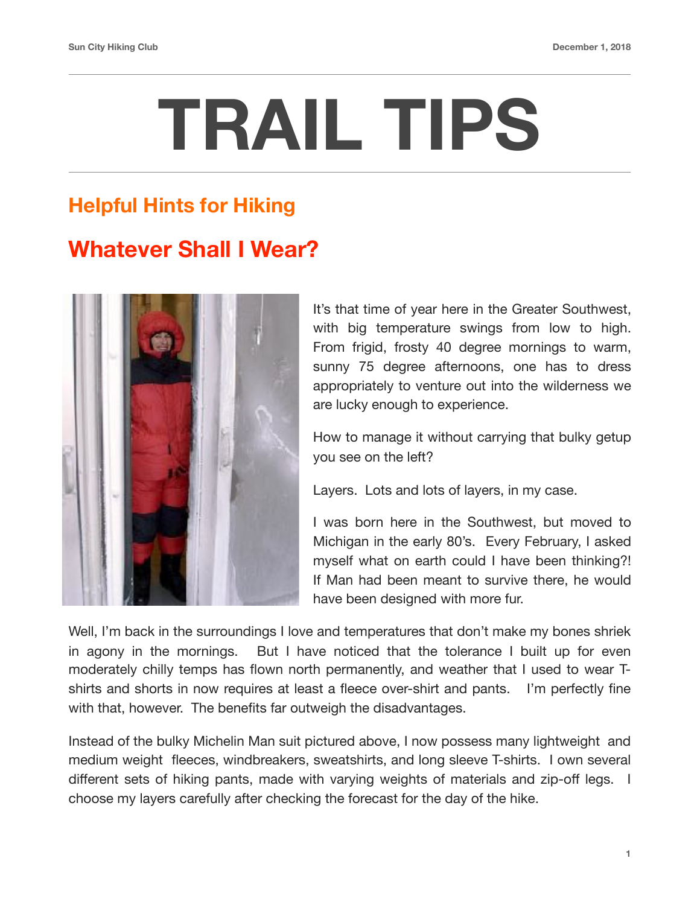# TRAIL TIPS

## Helpful Hints for Hiking

## Whatever Shall I Wear?

It's that time of year here in the Greater Southwest, with big temperature swings from low to high. From frigid, frosty 40 degree mornings to warm, sunny 75 degree afternoons, one has to dress appropriately to venture out into the wilderness we are lucky enough to experience.

How to manage it without carrying that bulky getup you see on the left?

Layers. Lots and lots of layers, in my case.

I was born here in the Southwest, but moved to Michigan in the early 80's. Every February, I asked myself what on earth could I have been thinking?! If Man had been meant to survive there, he would have been designed with more fur.

Well, I'm back in the surroundings I love and temperatures that don't make my bones shriek in agony in the mornings. But I have noticed that the tolerance I built up for even moderately chilly temps has flown north permanently, and weather that I used to wear T-shirts and shorts in now requires at least a fleece over-shirt and pants. I'm perfectly fine with that, however. The benefits far outweigh the disadvantages.

Instead of the bulky Michelin Man suit pictured above, I now possess many lightweight and medium weight fleeces, windbreakers, sweatshirts, and long sleeve T-shirts. I own several different sets of hiking pants, made with varying weights of materials and zip-off legs. I choose my layers carefully after checking the forecast for the day of the hike.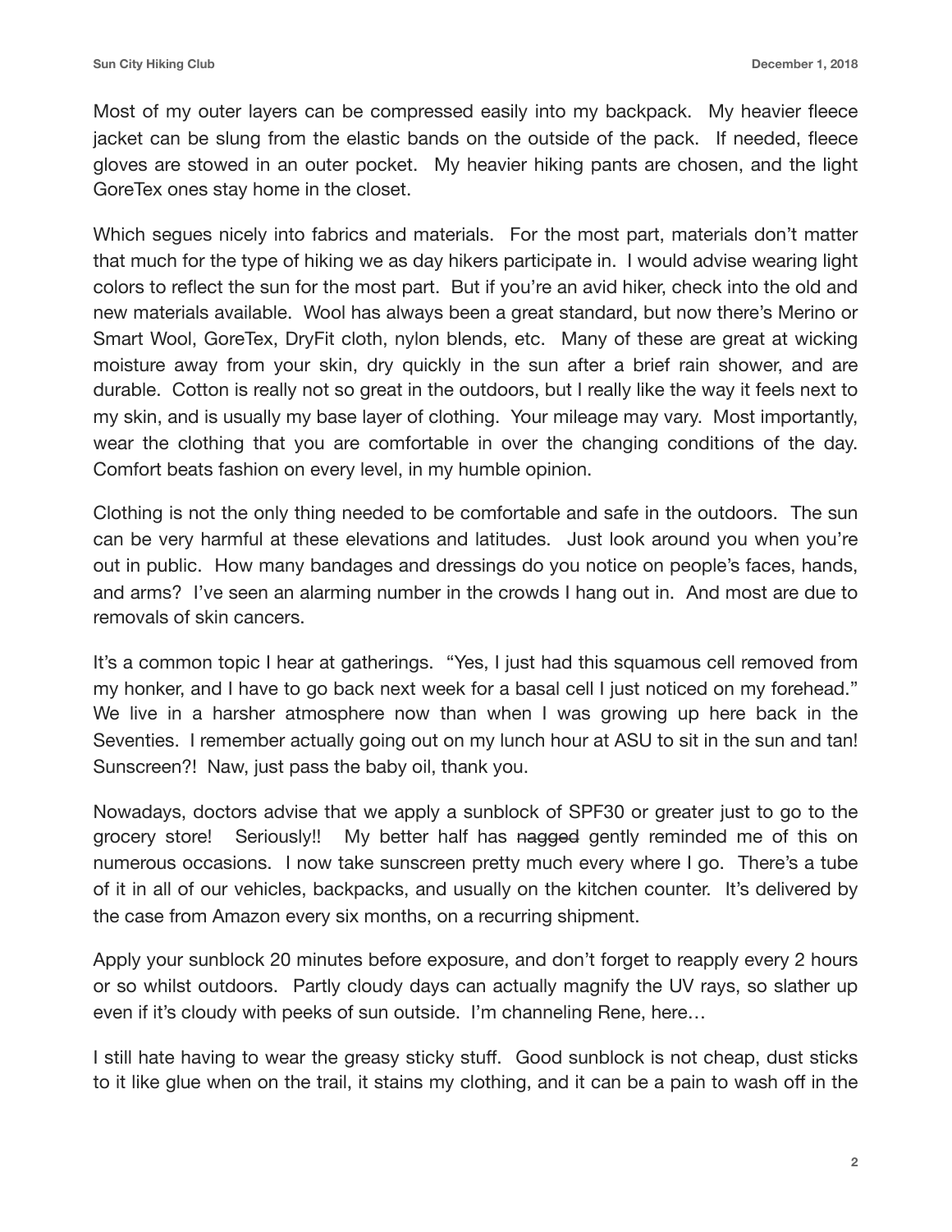Most of my outer layers can be compressed easily into my backpack. My heavier fleece jacket can be slung from the elastic bands on the outside of the pack. If needed, fleece gloves are stowed in an outer pocket. My heavier hiking pants are chosen, and the light GoreTex ones stay home in the closet.

Which segues nicely into fabrics and materials. For the most part, materials don't matter that much for the type of hiking we as day hikers participate in. I would advise wearing light colors to reflect the sun for the most part. But if you're an avid hiker, check into the old and new materials available. Wool has always been a great standard, but now there's Merino or Smart Wool, GoreTex, DryFit cloth, nylon blends, etc. Many of these are great at wicking moisture away from your skin, dry quickly in the sun after a brief rain shower, and are durable. Cotton is really not so great in the outdoors, but I really like the way it feels next to my skin, and is usually my base layer of clothing. Your mileage may vary. Most importantly, wear the clothing that you are comfortable in over the changing conditions of the day. Comfort beats fashion on every level, in my humble opinion.

Clothing is not the only thing needed to be comfortable and safe in the outdoors. The sun can be very harmful at these elevations and latitudes. Just look around you when you're out in public. How many bandages and dressings do you notice on people's faces, hands, and arms? I've seen an alarming number in the crowds I hang out in. And most are due to removals of skin cancers.

It's a common topic I hear at gatherings. "Yes, I just had this squamous cell removed from my honker, and I have to go back next week for a basal cell I just noticed on my forehead." We live in a harsher atmosphere now than when I was growing up here back in the Seventies. I remember actually going out on my lunch hour at ASU to sit in the sun and tan! Sunscreen?! Naw, just pass the baby oil, thank you.

Nowadays, doctors advise that we apply a sunblock of SPF30 or greater just to go to the grocery store! Seriously!! My better half has ~~nagged~~ gently reminded me of this on numerous occasions. I now take sunscreen pretty much every where I go. There's a tube of it in all of our vehicles, backpacks, and usually on the kitchen counter. It's delivered by the case from Amazon every six months, on a recurring shipment.

Apply your sunblock 20 minutes before exposure, and don't forget to reapply every 2 hours or so whilst outdoors. Partly cloudy days can actually magnify the UV rays, so slather up even if it's cloudy with peeks of sun outside. I'm channeling Rene, here…

I still hate having to wear the greasy sticky stuff. Good sunblock is not cheap, dust sticks to it like glue when on the trail, it stains my clothing, and it can be a pain to wash off in the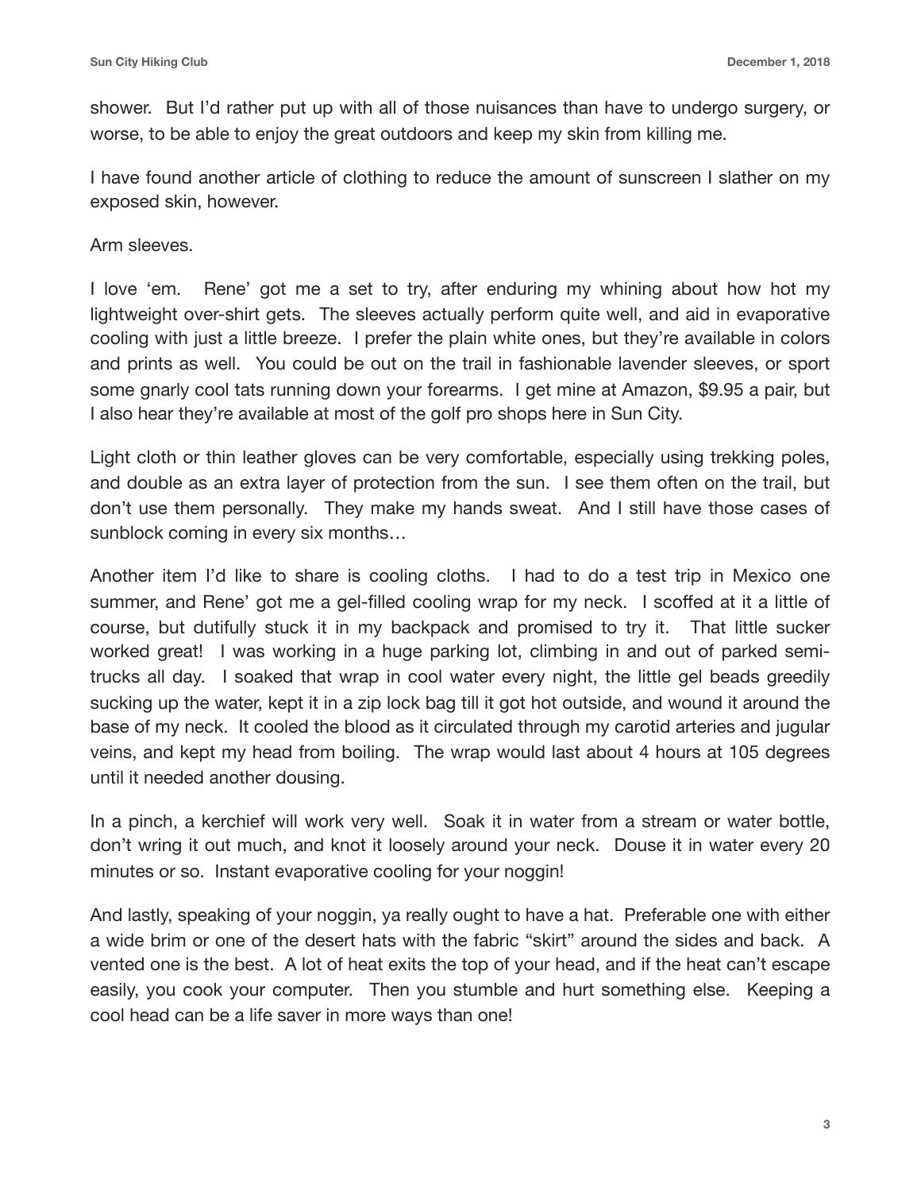shower. But I'd rather put up with all of those nuisances than have to undergo surgery, or worse, to be able to enjoy the great outdoors and keep my skin from killing me.

I have found another article of clothing to reduce the amount of sunscreen I slather on my exposed skin, however.

Arm sleeves.

I love 'em. Rene' got me a set to try, after enduring my whining about how hot my lightweight over-shirt gets. The sleeves actually perform quite well, and aid in evaporative cooling with just a little breeze. I prefer the plain white ones, but they're available in colors and prints as well. You could be out on the trail in fashionable lavender sleeves, or sport some gnarly cool tats running down your forearms. I get mine at Amazon, $9.95 a pair, but I also hear they're available at most of the golf pro shops here in Sun City.

Light cloth or thin leather gloves can be very comfortable, especially using trekking poles, and double as an extra layer of protection from the sun. I see them often on the trail, but don't use them personally. They make my hands sweat. And I still have those cases of sunblock coming in every six months…

Another item I'd like to share is cooling cloths. I had to do a test trip in Mexico one summer, and Rene' got me a gel-filled cooling wrap for my neck. I scoffed at it a little of course, but dutifully stuck it in my backpack and promised to try it. That little sucker worked great! I was working in a huge parking lot, climbing in and out of parked semi-trucks all day. I soaked that wrap in cool water every night, the little gel beads greedily sucking up the water, kept it in a zip lock bag till it got hot outside, and wound it around the base of my neck. It cooled the blood as it circulated through my carotid arteries and jugular veins, and kept my head from boiling. The wrap would last about 4 hours at 105 degrees until it needed another dousing.

In a pinch, a kerchief will work very well. Soak it in water from a stream or water bottle, don't wring it out much, and knot it loosely around your neck. Douse it in water every 20 minutes or so. Instant evaporative cooling for your noggin!

And lastly, speaking of your noggin, ya really ought to have a hat. Preferable one with either a wide brim or one of the desert hats with the fabric "skirt" around the sides and back. A vented one is the best. A lot of heat exits the top of your head, and if the heat can't escape easily, you cook your computer. Then you stumble and hurt something else. Keeping a cool head can be a life saver in more ways than one!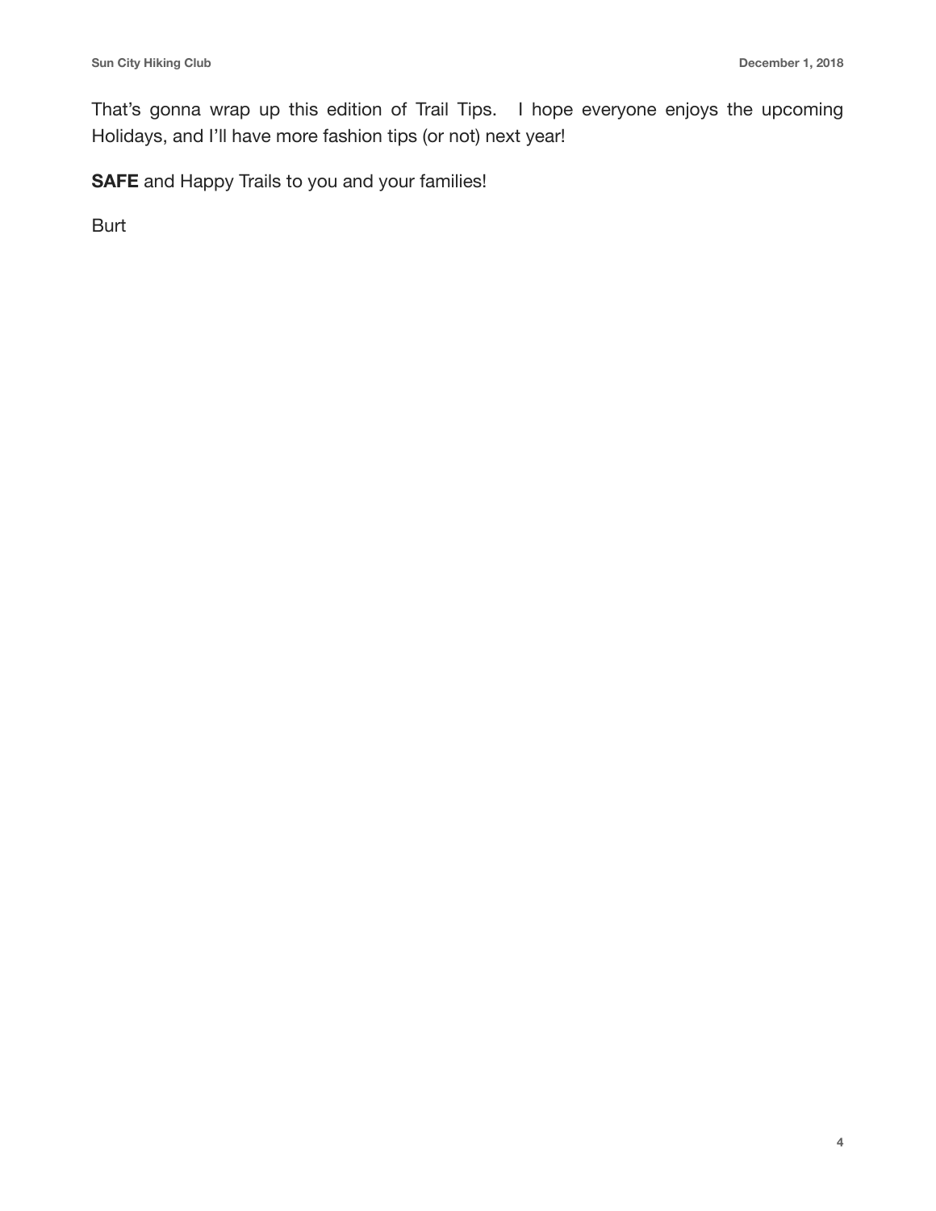That's gonna wrap up this edition of Trail Tips.  I hope everyone enjoys the upcoming Holidays, and I'll have more fashion tips (or not) next year!

**SAFE** and Happy Trails to you and your families!

Burt